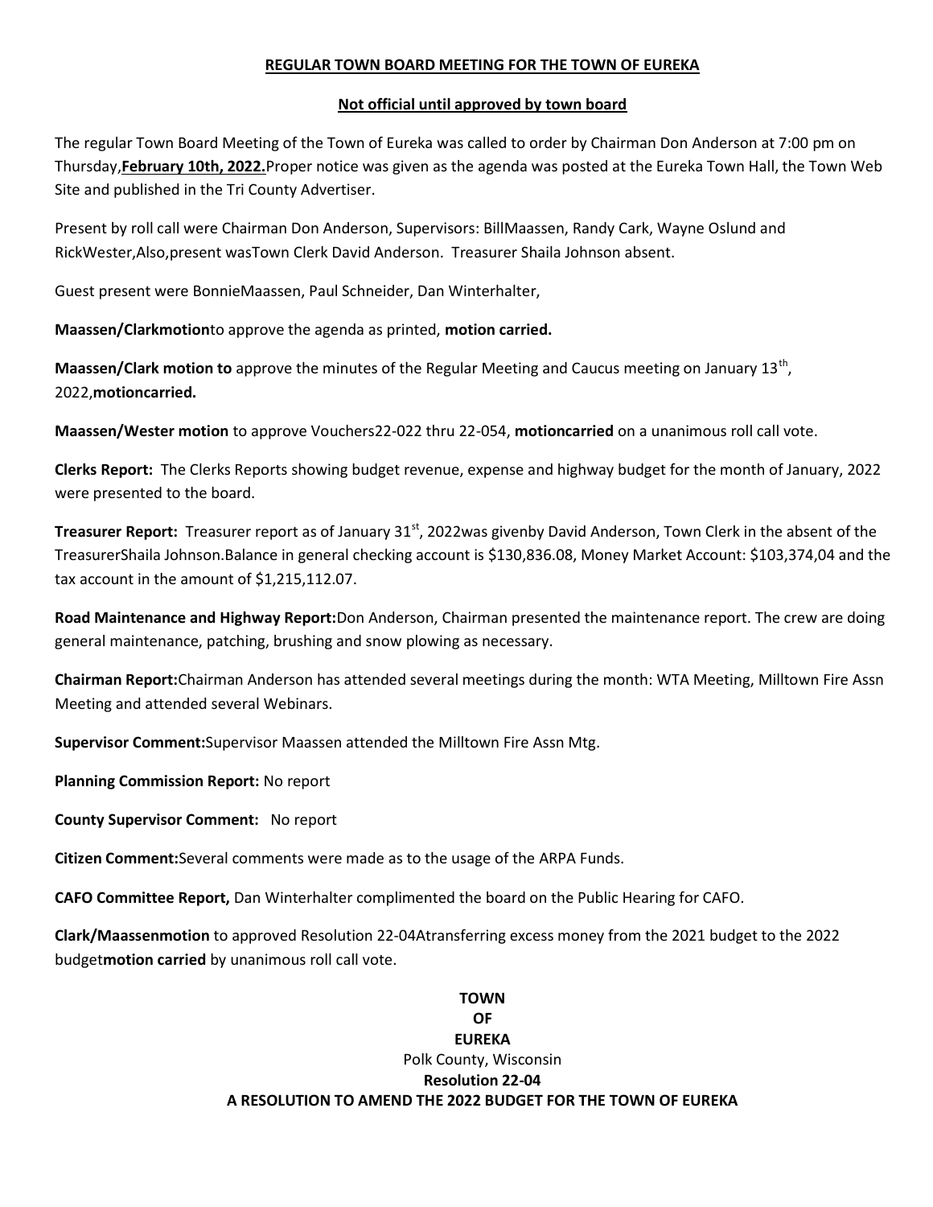**REGULAR TOWN BOARD MEETING FOR THE TOWN OF EUREKA**

**Not official until approved by town board**

The regular Town Board Meeting of the Town of Eureka was called to order by Chairman Don Anderson at 7:00 pm on Thursday,**February 10th, 2022.**Proper notice was given as the agenda was posted at the Eureka Town Hall, the Town Web Site and published in the Tri County Advertiser.

Present by roll call were Chairman Don Anderson, Supervisors: BillMaassen, Randy Cark, Wayne Oslund and RickWester,Also,present wasTown Clerk David Anderson. Treasurer Shaila Johnson absent.

Guest present were BonnieMaassen, Paul Schneider, Dan Winterhalter,

**Maassen/Clarkmotion**to approve the agenda as printed, **motion carried.**

**Maassen/Clark motion to** approve the minutes of the Regular Meeting and Caucus meeting on January 13th, 2022,**motioncarried.**

**Maassen/Wester motion** to approve Vouchers22-022 thru 22-054, **motioncarried** on a unanimous roll call vote.

**Clerks Report:** The Clerks Reports showing budget revenue, expense and highway budget for the month of January, 2022 were presented to the board.

**Treasurer Report:** Treasurer report as of January 31st, 2022was givenby David Anderson, Town Clerk in the absent of the TreasurerShaila Johnson.Balance in general checking account is $130,836.08, Money Market Account: $103,374,04 and the tax account in the amount of $1,215,112.07.

**Road Maintenance and Highway Report:**Don Anderson, Chairman presented the maintenance report. The crew are doing general maintenance, patching, brushing and snow plowing as necessary.

**Chairman Report:**Chairman Anderson has attended several meetings during the month: WTA Meeting, Milltown Fire Assn Meeting and attended several Webinars.

**Supervisor Comment:**Supervisor Maassen attended the Milltown Fire Assn Mtg.

**Planning Commission Report:** No report

**County Supervisor Comment:** No report

**Citizen Comment:**Several comments were made as to the usage of the ARPA Funds.

**CAFO Committee Report,** Dan Winterhalter complimented the board on the Public Hearing for CAFO.

**Clark/Maassenmotion** to approved Resolution 22-04Atransferring excess money from the 2021 budget to the 2022 budget**motion carried** by unanimous roll call vote.

**TOWN**
**OF**
**EUREKA**
Polk County, Wisconsin
**Resolution 22-04**
**A RESOLUTION TO AMEND THE 2022 BUDGET FOR THE TOWN OF EUREKA**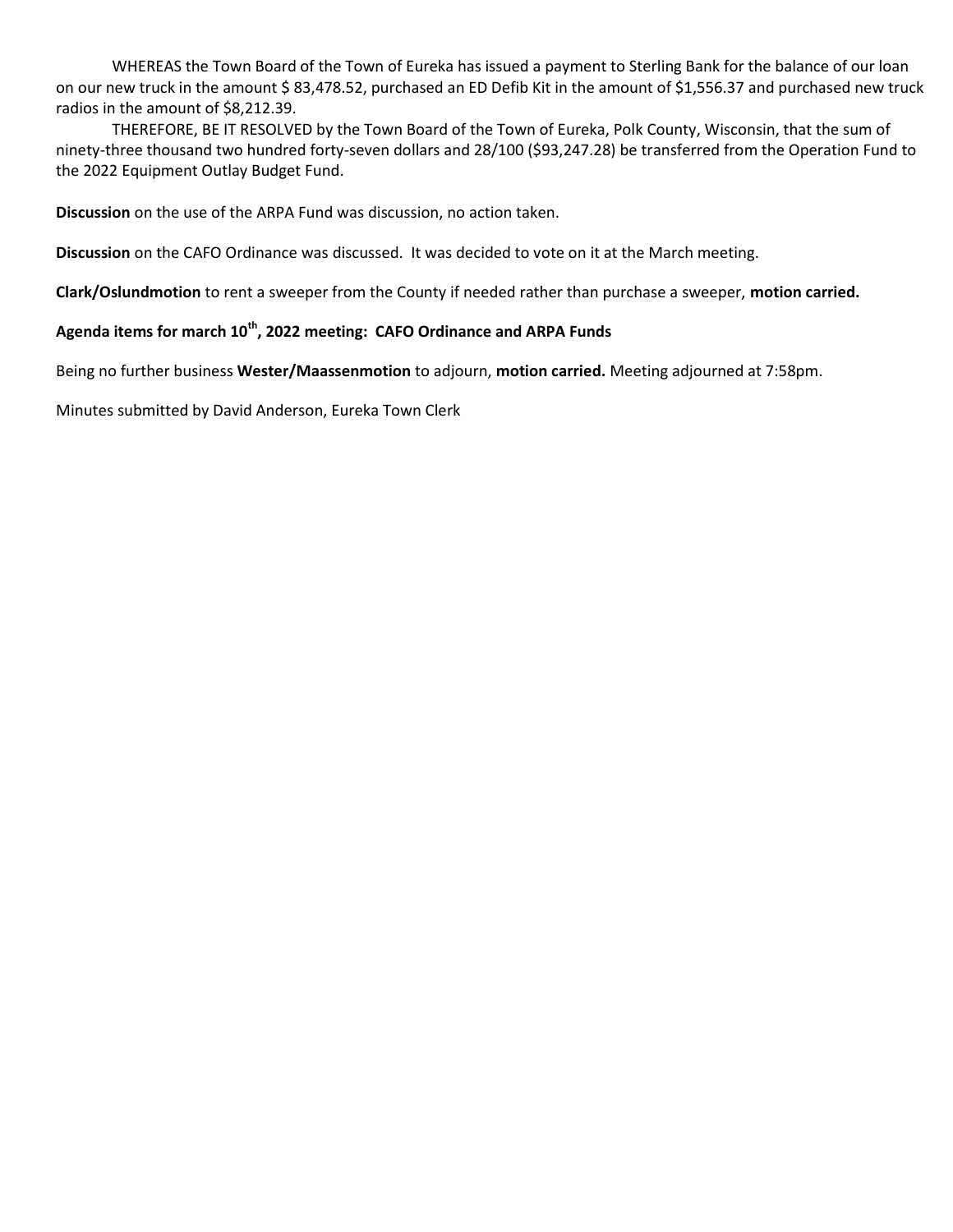WHEREAS the Town Board of the Town of Eureka has issued a payment to Sterling Bank for the balance of our loan on our new truck in the amount $ 83,478.52, purchased an ED Defib Kit in the amount of $1,556.37 and purchased new truck radios in the amount of $8,212.39.

THEREFORE, BE IT RESOLVED by the Town Board of the Town of Eureka, Polk County, Wisconsin, that the sum of ninety-three thousand two hundred forty-seven dollars and 28/100 ($93,247.28) be transferred from the Operation Fund to the 2022 Equipment Outlay Budget Fund.

**Discussion** on the use of the ARPA Fund was discussion, no action taken.

**Discussion** on the CAFO Ordinance was discussed. It was decided to vote on it at the March meeting.

**Clark/Oslundmotion** to rent a sweeper from the County if needed rather than purchase a sweeper, **motion carried.**

**Agenda items for march 10th, 2022 meeting: CAFO Ordinance and ARPA Funds**

Being no further business **Wester/Maassenmotion** to adjourn, **motion carried.** Meeting adjourned at 7:58pm.

Minutes submitted by David Anderson, Eureka Town Clerk